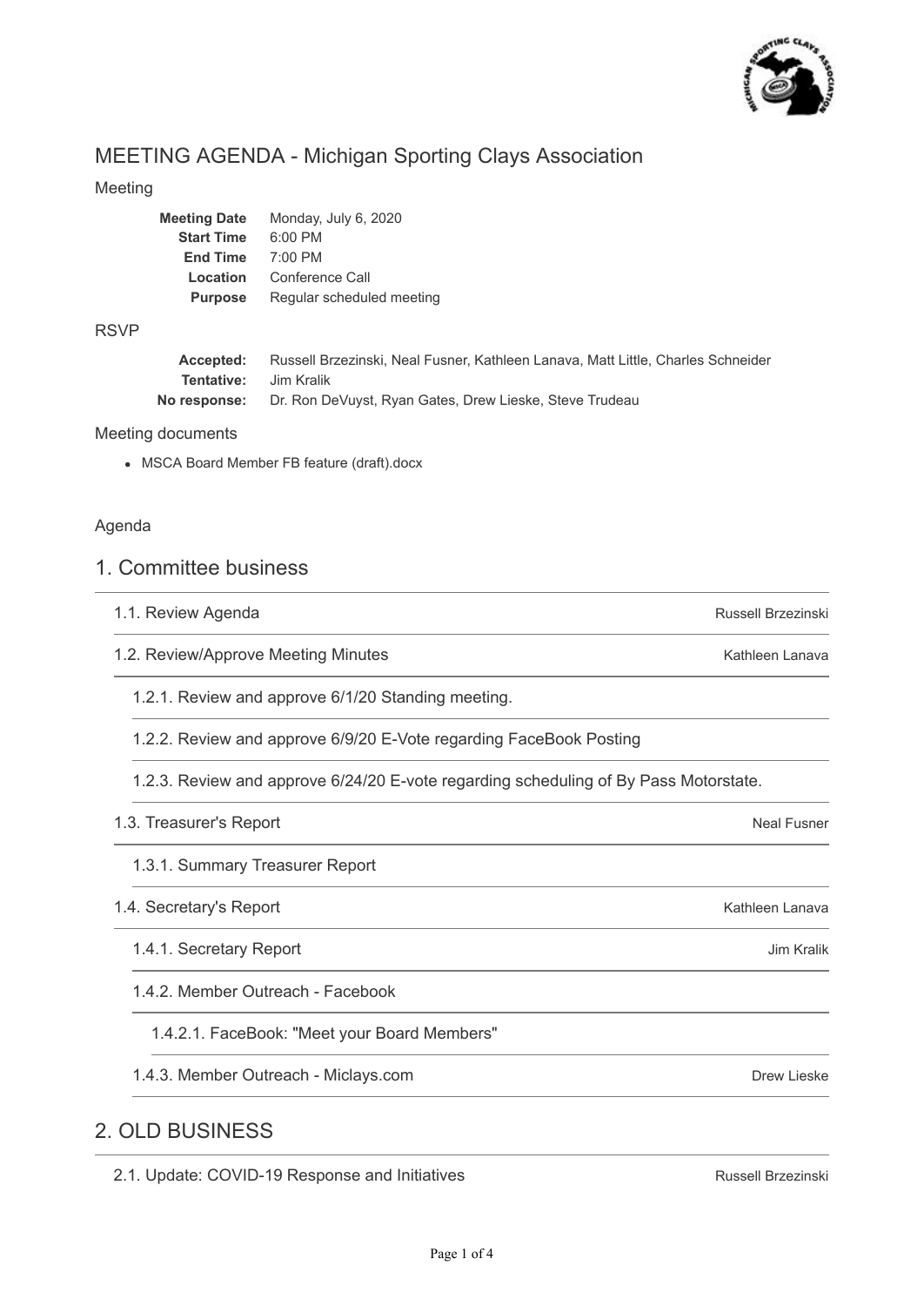# MEETING AGENDA - Michigan Sporting Clays Association

## Meeting

| | |
|---|---|
| **Meeting Date** | Monday, July 6, 2020 |
| **Start Time** | 6:00 PM |
| **End Time** | 7:00 PM |
| **Location** | Conference Call |
| **Purpose** | Regular scheduled meeting |

## RSVP

| | |
|---|---|
| **Accepted:** | Russell Brzezinski, Neal Fusner, Kathleen Lanava, Matt Little, Charles Schneider |
| **Tentative:** | Jim Kralik |
| **No response:** | Dr. Ron DeVuyst, Ryan Gates, Drew Lieske, Steve Trudeau |

## Meeting documents

- MSCA Board Member FB feature (draft).docx

## Agenda

## 1. Committee business

1.1. Review Agenda — Russell Brzezinski

1.2. Review/Approve Meeting Minutes — Kathleen Lanava

1.2.1. Review and approve 6/1/20 Standing meeting.

1.2.2. Review and approve 6/9/20 E-Vote regarding FaceBook Posting

1.2.3. Review and approve 6/24/20 E-vote regarding scheduling of By Pass Motorstate.

1.3. Treasurer's Report — Neal Fusner

1.3.1. Summary Treasurer Report

1.4. Secretary's Report — Kathleen Lanava

1.4.1. Secretary Report — Jim Kralik

1.4.2. Member Outreach - Facebook

1.4.2.1. FaceBook: "Meet your Board Members"

1.4.3. Member Outreach - Miclays.com — Drew Lieske

## 2. OLD BUSINESS

2.1. Update: COVID-19 Response and Initiatives — Russell Brzezinski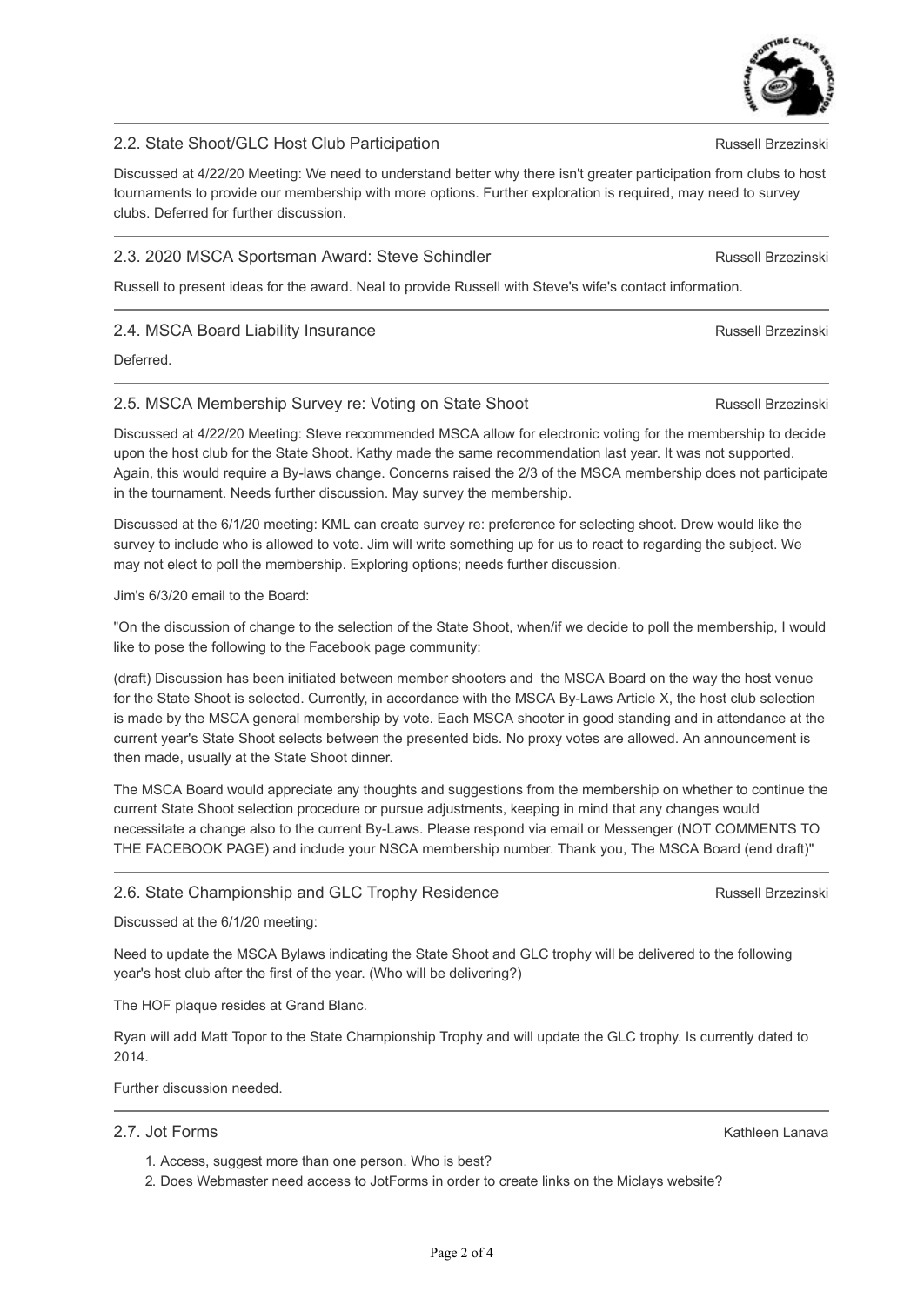## 2.2. State Shoot/GLC Host Club Participation

Russell Brzezinski

Discussed at 4/22/20 Meeting: We need to understand better why there isn't greater participation from clubs to host tournaments to provide our membership with more options. Further exploration is required, may need to survey clubs. Deferred for further discussion.

## 2.3. 2020 MSCA Sportsman Award: Steve Schindler

Russell Brzezinski

Russell to present ideas for the award. Neal to provide Russell with Steve's wife's contact information.

## 2.4. MSCA Board Liability Insurance

Russell Brzezinski

Deferred.

## 2.5. MSCA Membership Survey re: Voting on State Shoot

Russell Brzezinski

Discussed at 4/22/20 Meeting: Steve recommended MSCA allow for electronic voting for the membership to decide upon the host club for the State Shoot. Kathy made the same recommendation last year. It was not supported. Again, this would require a By-laws change. Concerns raised the 2/3 of the MSCA membership does not participate in the tournament. Needs further discussion. May survey the membership.

Discussed at the 6/1/20 meeting: KML can create survey re: preference for selecting shoot. Drew would like the survey to include who is allowed to vote. Jim will write something up for us to react to regarding the subject. We may not elect to poll the membership. Exploring options; needs further discussion.

Jim's 6/3/20 email to the Board:

"On the discussion of change to the selection of the State Shoot, when/if we decide to poll the membership, I would like to pose the following to the Facebook page community:

(draft) Discussion has been initiated between member shooters and the MSCA Board on the way the host venue for the State Shoot is selected. Currently, in accordance with the MSCA By-Laws Article X, the host club selection is made by the MSCA general membership by vote. Each MSCA shooter in good standing and in attendance at the current year's State Shoot selects between the presented bids. No proxy votes are allowed. An announcement is then made, usually at the State Shoot dinner.

The MSCA Board would appreciate any thoughts and suggestions from the membership on whether to continue the current State Shoot selection procedure or pursue adjustments, keeping in mind that any changes would necessitate a change also to the current By-Laws. Please respond via email or Messenger (NOT COMMENTS TO THE FACEBOOK PAGE) and include your NSCA membership number. Thank you, The MSCA Board (end draft)"

## 2.6. State Championship and GLC Trophy Residence

Russell Brzezinski

Discussed at the 6/1/20 meeting:

Need to update the MSCA Bylaws indicating the State Shoot and GLC trophy will be delivered to the following year's host club after the first of the year. (Who will be delivering?)

The HOF plaque resides at Grand Blanc.

Ryan will add Matt Topor to the State Championship Trophy and will update the GLC trophy. Is currently dated to 2014.

Further discussion needed.

## 2.7. Jot Forms

Kathleen Lanava

1. Access, suggest more than one person. Who is best?
2. Does Webmaster need access to JotForms in order to create links on the Miclays website?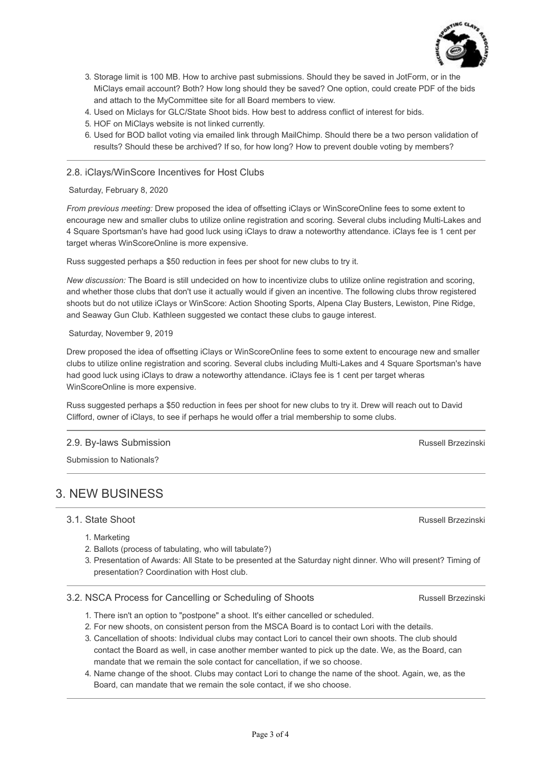3. Storage limit is 100 MB. How to archive past submissions. Should they be saved in JotForm, or in the MiClays email account? Both? How long should they be saved? One option, could create PDF of the bids and attach to the MyCommittee site for all Board members to view.
4. Used on Miclays for GLC/State Shoot bids. How best to address conflict of interest for bids.
5. HOF on MiClays website is not linked currently.
6. Used for BOD ballot voting via emailed link through MailChimp. Should there be a two person validation of results? Should these be archived? If so, for how long? How to prevent double voting by members?

### 2.8. iClays/WinScore Incentives for Host Clubs

Saturday, February 8, 2020

*From previous meeting:* Drew proposed the idea of offsetting iClays or WinScoreOnline fees to some extent to encourage new and smaller clubs to utilize online registration and scoring. Several clubs including Multi-Lakes and 4 Square Sportsman's have had good luck using iClays to draw a noteworthy attendance. iClays fee is 1 cent per target wheras WinScoreOnline is more expensive.

Russ suggested perhaps a $50 reduction in fees per shoot for new clubs to try it.

*New discussion:* The Board is still undecided on how to incentivize clubs to utilize online registration and scoring, and whether those clubs that don't use it actually would if given an incentive. The following clubs throw registered shoots but do not utilize iClays or WinScore: Action Shooting Sports, Alpena Clay Busters, Lewiston, Pine Ridge, and Seaway Gun Club. Kathleen suggested we contact these clubs to gauge interest.

Saturday, November 9, 2019

Drew proposed the idea of offsetting iClays or WinScoreOnline fees to some extent to encourage new and smaller clubs to utilize online registration and scoring. Several clubs including Multi-Lakes and 4 Square Sportsman's have had good luck using iClays to draw a noteworthy attendance. iClays fee is 1 cent per target wheras WinScoreOnline is more expensive.

Russ suggested perhaps a $50 reduction in fees per shoot for new clubs to try it. Drew will reach out to David Clifford, owner of iClays, to see if perhaps he would offer a trial membership to some clubs.

### 2.9. By-laws Submission

Russell Brzezinski

Submission to Nationals?

## 3. NEW BUSINESS

### 3.1. State Shoot

Russell Brzezinski

1. Marketing
2. Ballots (process of tabulating, who will tabulate?)
3. Presentation of Awards: All State to be presented at the Saturday night dinner. Who will present? Timing of presentation? Coordination with Host club.

### 3.2. NSCA Process for Cancelling or Scheduling of Shoots

Russell Brzezinski

1. There isn't an option to "postpone" a shoot. It's either cancelled or scheduled.
2. For new shoots, on consistent person from the MSCA Board is to contact Lori with the details.
3. Cancellation of shoots: Individual clubs may contact Lori to cancel their own shoots. The club should contact the Board as well, in case another member wanted to pick up the date. We, as the Board, can mandate that we remain the sole contact for cancellation, if we so choose.
4. Name change of the shoot. Clubs may contact Lori to change the name of the shoot. Again, we, as the Board, can mandate that we remain the sole contact, if we sho choose.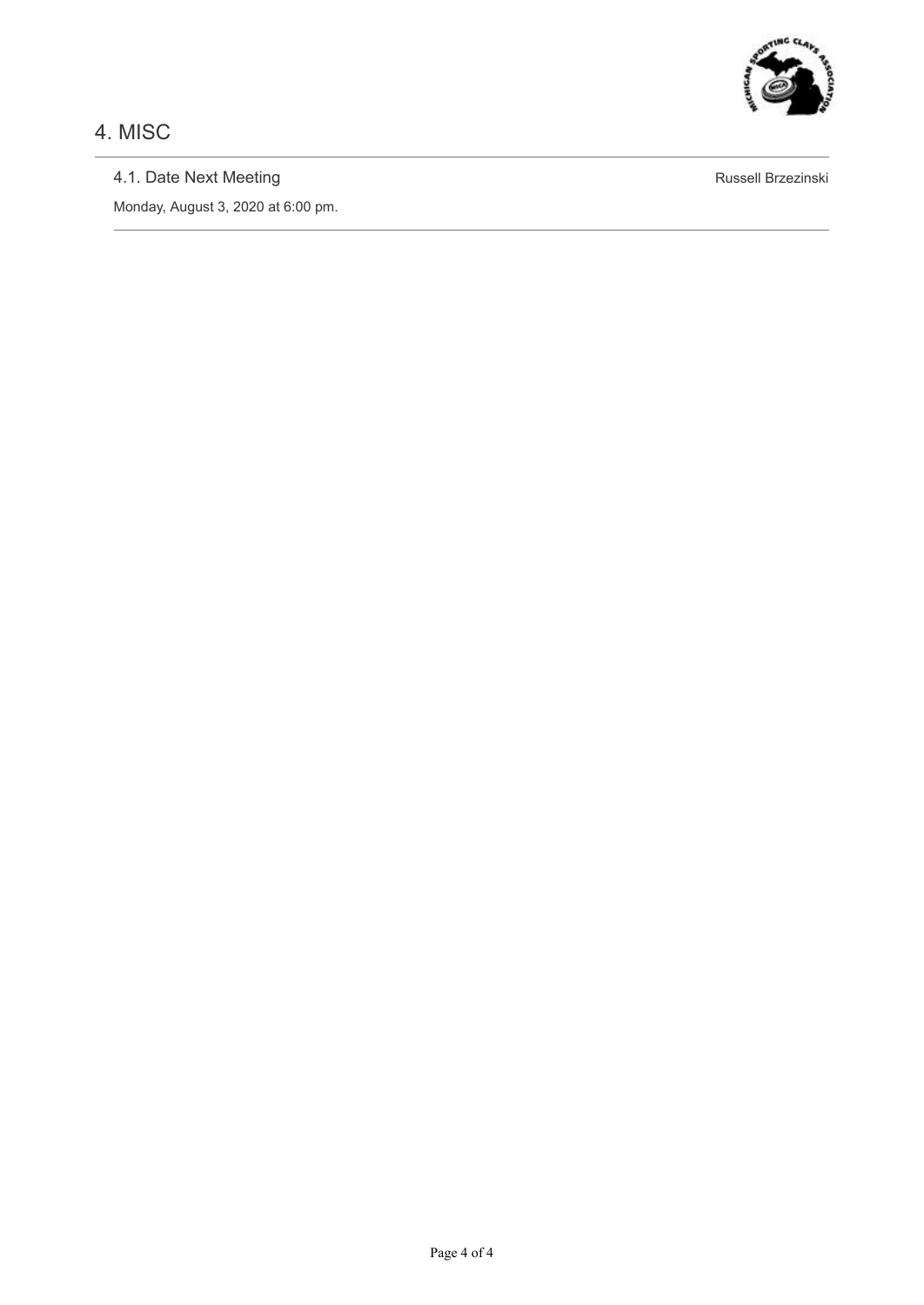# 4. MISC

## 4.1. Date Next Meeting

Russell Brzezinski

Monday, August 3, 2020 at 6:00 pm.